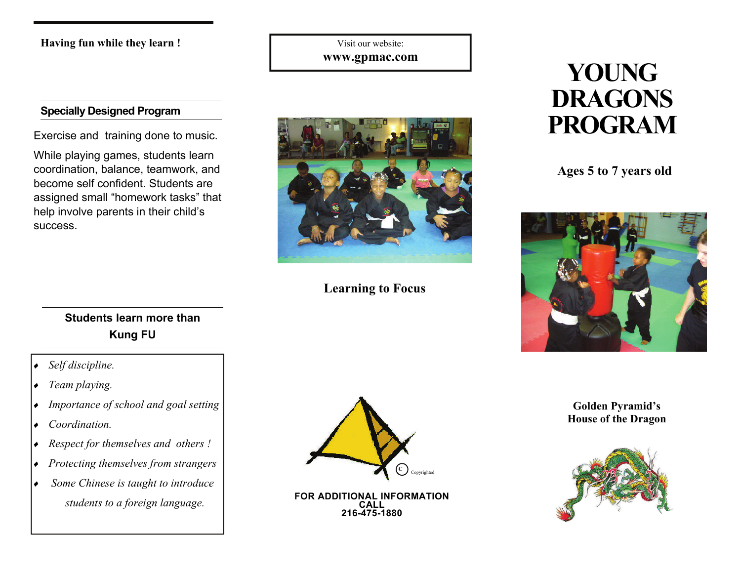**Having fun while they learn !**

### Specially Designed Program

Exercise and training done to music.

While playing games, students learn coordination, balance, teamwork, and become self confident. Students are assigned small "homework tasks" that help involve parents in their child's success.

### Students learn more than Kung FU

- *Self discipline.*
- *Team playing.*
- *Importance of school and goal setting*
- *Coordination.*
- *Respect for themselves and others !*
- *Protecting themselves from strangers*
- *Some Chinese is taught to introduce students to a foreign language.*

Visit our website:
**www.gpmac.com**

**Learning to Focus**

Copyrighted

**FOR ADDITIONAL INFORMATION CALL 216-475-1880**

# YOUNG DRAGONS PROGRAM

**Ages 5 to 7 years old**

**Golden Pyramid's House of the Dragon**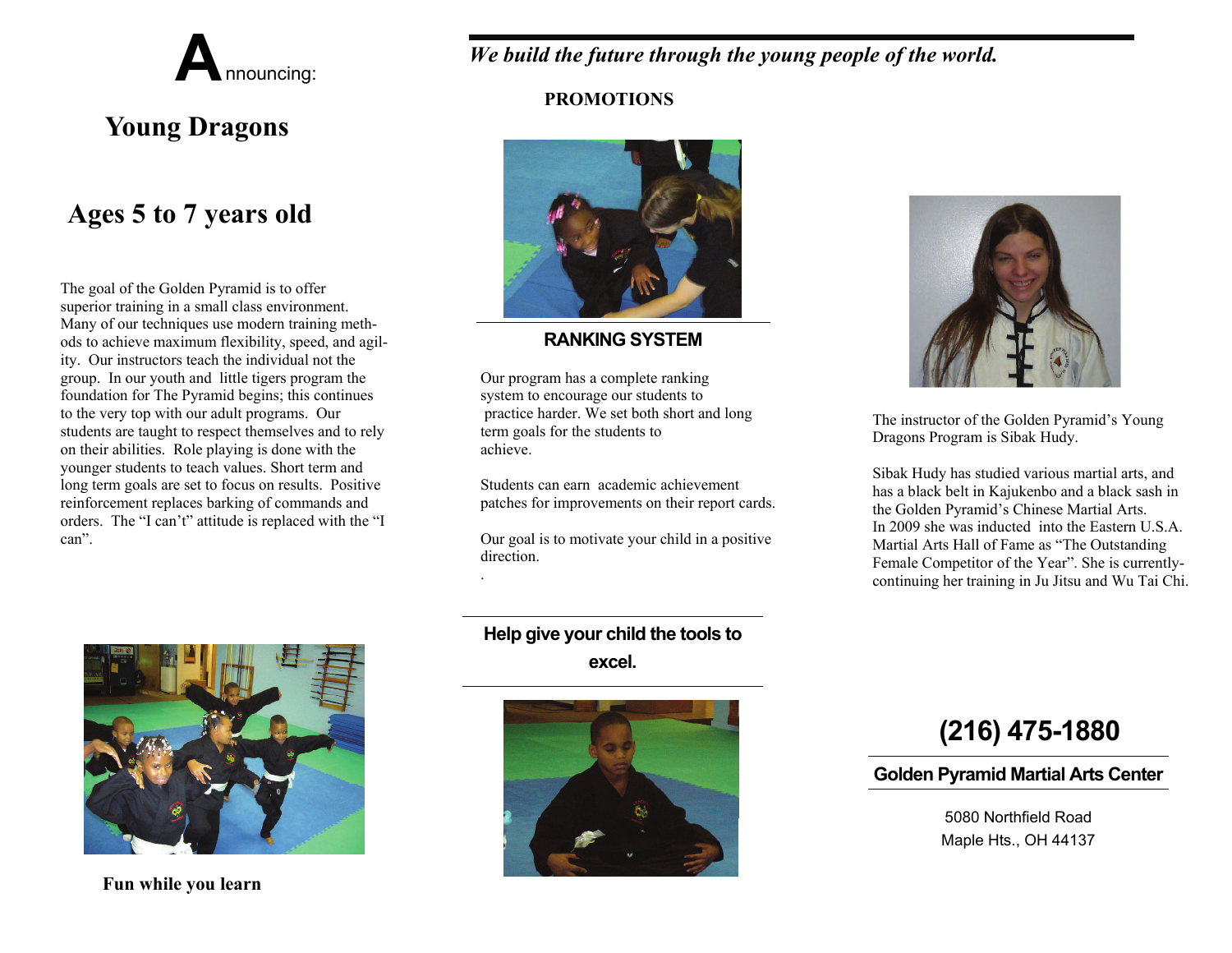# Announcing:

## Young Dragons

## Ages 5 to 7 years old

The goal of the Golden Pyramid is to offer superior training in a small class environment. Many of our techniques use modern training methods to achieve maximum flexibility, speed, and agility. Our instructors teach the individual not the group. In our youth and little tigers program the foundation for The Pyramid begins; this continues to the very top with our adult programs. Our students are taught to respect themselves and to rely on their abilities. Role playing is done with the younger students to teach values. Short term and long term goals are set to focus on results. Positive reinforcement replaces barking of commands and orders. The "I can't" attitude is replaced with the "I can".

**Fun while you learn**

*We build the future through the young people of the world.*

**PROMOTIONS**

## RANKING SYSTEM

Our program has a complete ranking system to encourage our students to practice harder. We set both short and long term goals for the students to achieve.

Students can earn academic achievement patches for improvements on their report cards.

Our goal is to motivate your child in a positive direction.

**Help give your child the tools to excel.**

The instructor of the Golden Pyramid's Young Dragons Program is Sibak Hudy.

Sibak Hudy has studied various martial arts, and has a black belt in Kajukenbo and a black sash in the Golden Pyramid's Chinese Martial Arts. In 2009 she was inducted into the Eastern U.S.A. Martial Arts Hall of Fame as "The Outstanding Female Competitor of the Year". She is currently-continuing her training in Ju Jitsu and Wu Tai Chi.

## (216) 475-1880

**Golden Pyramid Martial Arts Center**

5080 Northfield Road
Maple Hts., OH 44137